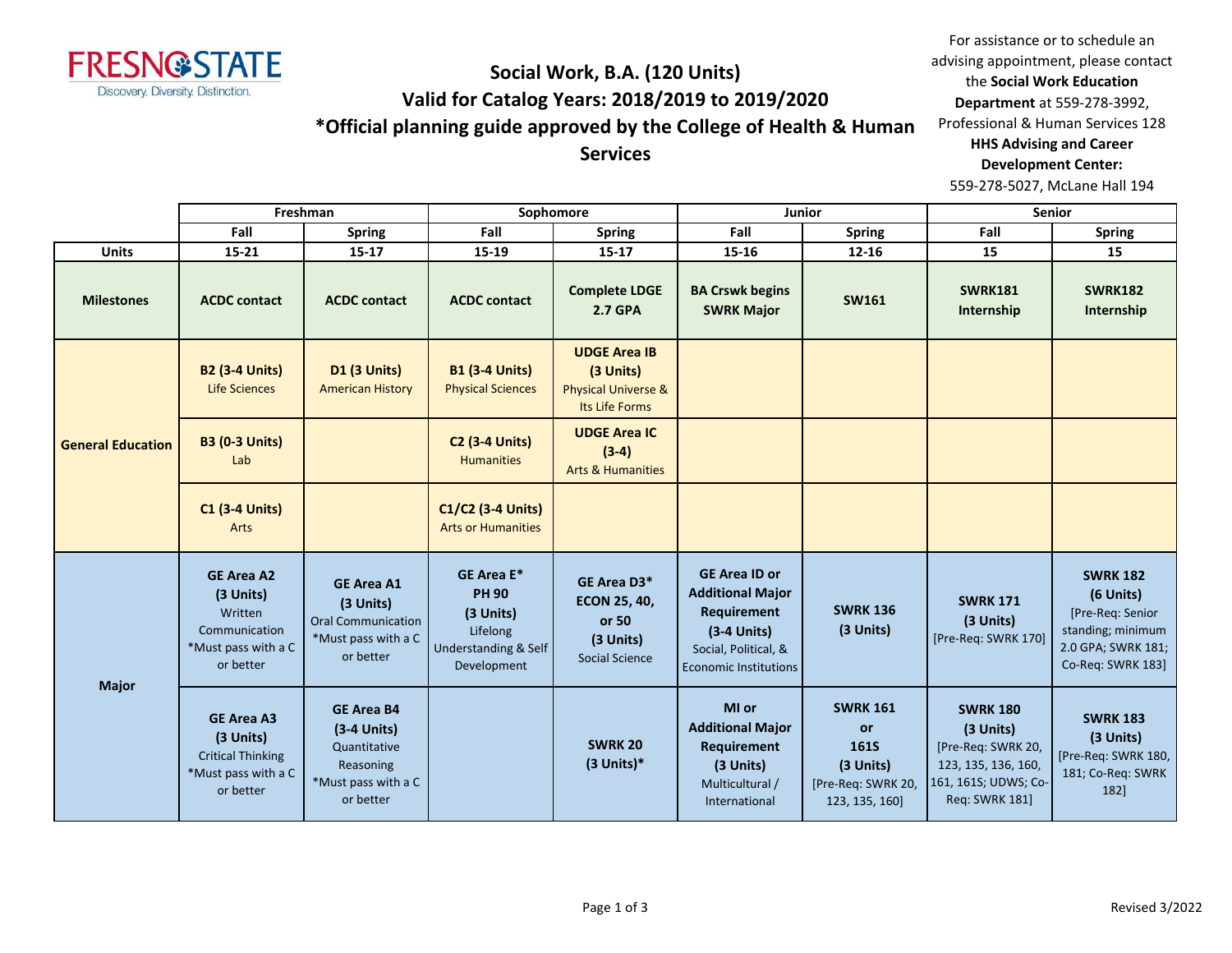FRESNO STATE
Discovery. Diversity. Distinction.

# Social Work, B.A. (120 Units)
## Valid for Catalog Years: 2018/2019 to 2019/2020
## *Official planning guide approved by the College of Health & Human Services

For assistance or to schedule an advising appointment, please contact the **Social Work Education Department** at 559-278-3992, Professional & Human Services 128
**HHS Advising and Career Development Center:**
559-278-5027, McLane Hall 194

| | Freshman | | Sophomore | | Junior | | Senior | |
|---|---|---|---|---|---|---|---|---|
| | Fall | Spring | Fall | Spring | Fall | Spring | Fall | Spring |
| **Units** | 15-21 | 15-17 | 15-19 | 15-17 | 15-16 | 12-16 | 15 | 15 |
| **Milestones** | ACDC contact | ACDC contact | ACDC contact | Complete LDGE 2.7 GPA | BA Crswk begins SWRK Major | SW161 | SWRK181 Internship | SWRK182 Internship |
| **General Education** | **B2 (3-4 Units)** Life Sciences | **D1 (3 Units)** American History | **B1 (3-4 Units)** Physical Sciences | **UDGE Area IB (3 Units)** Physical Universe & Its Life Forms | | | | |
| | **B3 (0-3 Units)** Lab | | **C2 (3-4 Units)** Humanities | **UDGE Area IC (3-4)** Arts & Humanities | | | | |
| | **C1 (3-4 Units)** Arts | | **C1/C2 (3-4 Units)** Arts or Humanities | | | | | |
| **Major** | **GE Area A2 (3 Units)** Written Communication *Must pass with a C or better | **GE Area A1 (3 Units)** Oral Communication *Must pass with a C or better | **GE Area E* PH 90 (3 Units)** Lifelong Understanding & Self Development | **GE Area D3* ECON 25, 40, or 50 (3 Units)** Social Science | **GE Area ID or Additional Major Requirement (3-4 Units)** Social, Political, & Economic Institutions | **SWRK 136 (3 Units)** | **SWRK 171 (3 Units)** [Pre-Req: SWRK 170] | **SWRK 182 (6 Units)** [Pre-Req: Senior standing; minimum 2.0 GPA; SWRK 181; Co-Req: SWRK 183] |
| | **GE Area A3 (3 Units)** Critical Thinking *Must pass with a C or better | **GE Area B4 (3-4 Units)** Quantitative Reasoning *Must pass with a C or better | | **SWRK 20 (3 Units)*** | **MI or Additional Major Requirement (3 Units)** Multicultural / International | **SWRK 161 or 161S (3 Units)** [Pre-Req: SWRK 20, 123, 135, 160] | **SWRK 180 (3 Units)** [Pre-Req: SWRK 20, 123, 135, 136, 160, 161, 161S; UDWS; Co-Req: SWRK 181] | **SWRK 183 (3 Units)** [Pre-Req: SWRK 180, 181; Co-Req: SWRK 182] |

Revised 3/2022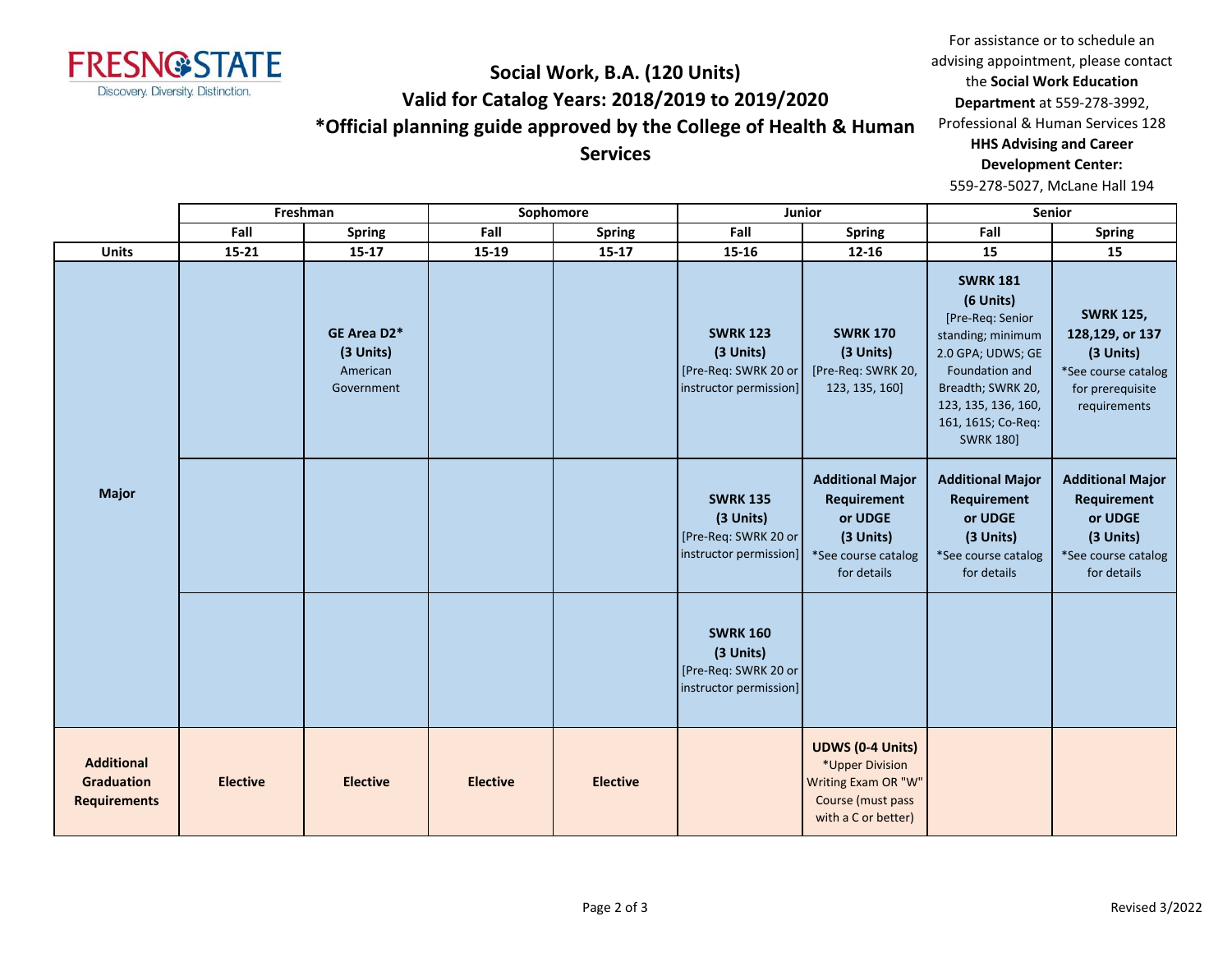# Social Work, B.A. (120 Units)
## Valid for Catalog Years: 2018/2019 to 2019/2020
## *Official planning guide approved by the College of Health & Human Services

For assistance or to schedule an advising appointment, please contact the **Social Work Education Department** at 559-278-3992, Professional & Human Services 128
**HHS Advising and Career Development Center:** 559-278-5027, McLane Hall 194

| | Freshman | | Sophomore | | Junior | | Senior | |
|---|---|---|---|---|---|---|---|---|
| | Fall | Spring | Fall | Spring | Fall | Spring | Fall | Spring |
| **Units** | **15-21** | **15-17** | **15-19** | **15-17** | **15-16** | **12-16** | **15** | **15** |
| **Major** | | **GE Area D2*** **(3 Units)** American Government | | | **SWRK 123** **(3 Units)** [Pre-Req: SWRK 20 or instructor permission] | **SWRK 170** **(3 Units)** [Pre-Req: SWRK 20, 123, 135, 160] | **SWRK 181** **(6 Units)** [Pre-Req: Senior standing; minimum 2.0 GPA; UDWS; GE Foundation and Breadth; SWRK 20, 123, 135, 136, 160, 161, 161S; Co-Req: SWRK 180] | **SWRK 125, 128,129, or 137** **(3 Units)** *See course catalog for prerequisite requirements |
| | | | | | **SWRK 135** **(3 Units)** [Pre-Req: SWRK 20 or instructor permission] | **Additional Major Requirement or UDGE** **(3 Units)** *See course catalog for details | **Additional Major Requirement or UDGE** **(3 Units)** *See course catalog for details | **Additional Major Requirement or UDGE** **(3 Units)** *See course catalog for details |
| | | | | | **SWRK 160** **(3 Units)** [Pre-Req: SWRK 20 or instructor permission] | | | |
| **Additional Graduation Requirements** | **Elective** | **Elective** | **Elective** | **Elective** | | **UDWS (0-4 Units)** *Upper Division Writing Exam OR "W" Course (must pass with a C or better) | | |

Revised 3/2022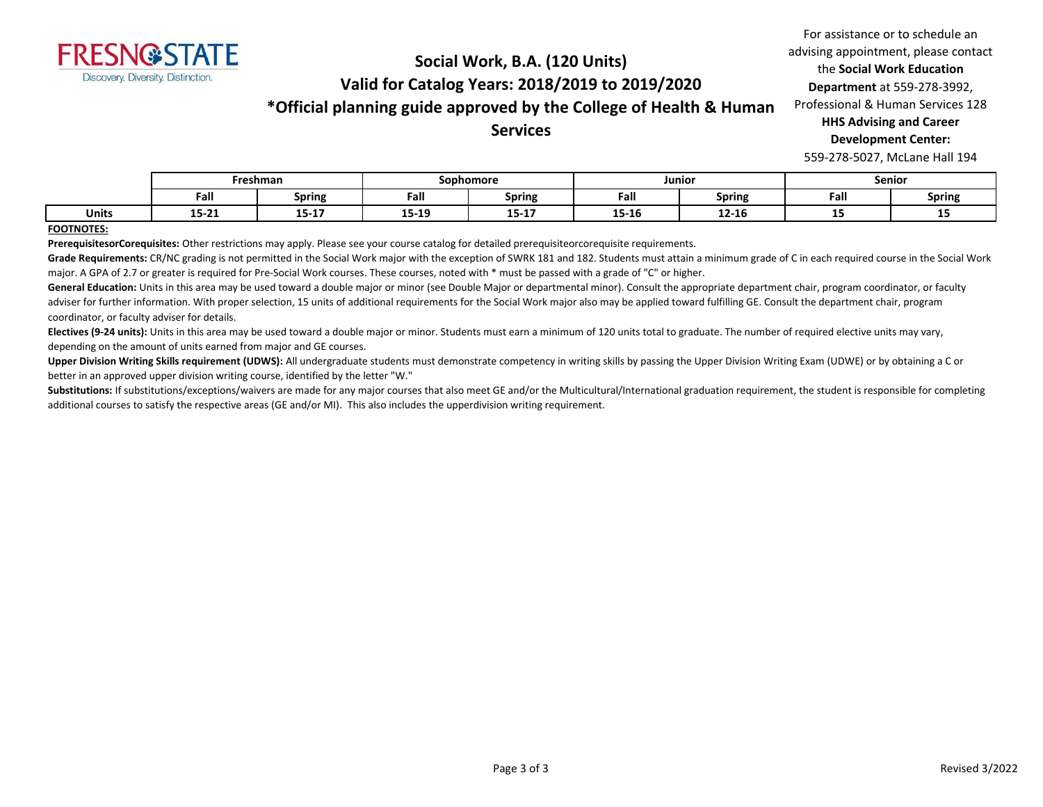# Social Work, B.A. (120 Units)
## Valid for Catalog Years: 2018/2019 to 2019/2020
## *Official planning guide approved by the College of Health & Human Services

For assistance or to schedule an advising appointment, please contact the **Social Work Education Department** at 559-278-3992, Professional & Human Services 128
**HHS Advising and Career Development Center:**
559-278-5027, McLane Hall 194

| | Freshman | | Sophomore | | Junior | | Senior | |
|---|---|---|---|---|---|---|---|---|
| | Fall | Spring | Fall | Spring | Fall | Spring | Fall | Spring |
| **Units** | 15-21 | 15-17 | 15-19 | 15-17 | 15-16 | 12-16 | 15 | 15 |

**FOOTNOTES:**

**PrerequisitesorCorequisites:** Other restrictions may apply. Please see your course catalog for detailed prerequisiteorcorequisite requirements.

**Grade Requirements:** CR/NC grading is not permitted in the Social Work major with the exception of SWRK 181 and 182. Students must attain a minimum grade of C in each required course in the Social Work major. A GPA of 2.7 or greater is required for Pre-Social Work courses. These courses, noted with * must be passed with a grade of "C" or higher.

**General Education:** Units in this area may be used toward a double major or minor (see Double Major or departmental minor). Consult the appropriate department chair, program coordinator, or faculty adviser for further information. With proper selection, 15 units of additional requirements for the Social Work major also may be applied toward fulfilling GE. Consult the department chair, program coordinator, or faculty adviser for details.

**Electives (9-24 units):** Units in this area may be used toward a double major or minor. Students must earn a minimum of 120 units total to graduate. The number of required elective units may vary, depending on the amount of units earned from major and GE courses.

**Upper Division Writing Skills requirement (UDWS):** All undergraduate students must demonstrate competency in writing skills by passing the Upper Division Writing Exam (UDWE) or by obtaining a C or better in an approved upper division writing course, identified by the letter "W."

**Substitutions:** If substitutions/exceptions/waivers are made for any major courses that also meet GE and/or the Multicultural/International graduation requirement, the student is responsible for completing additional courses to satisfy the respective areas (GE and/or MI). This also includes the upperdivision writing requirement.

Revised 3/2022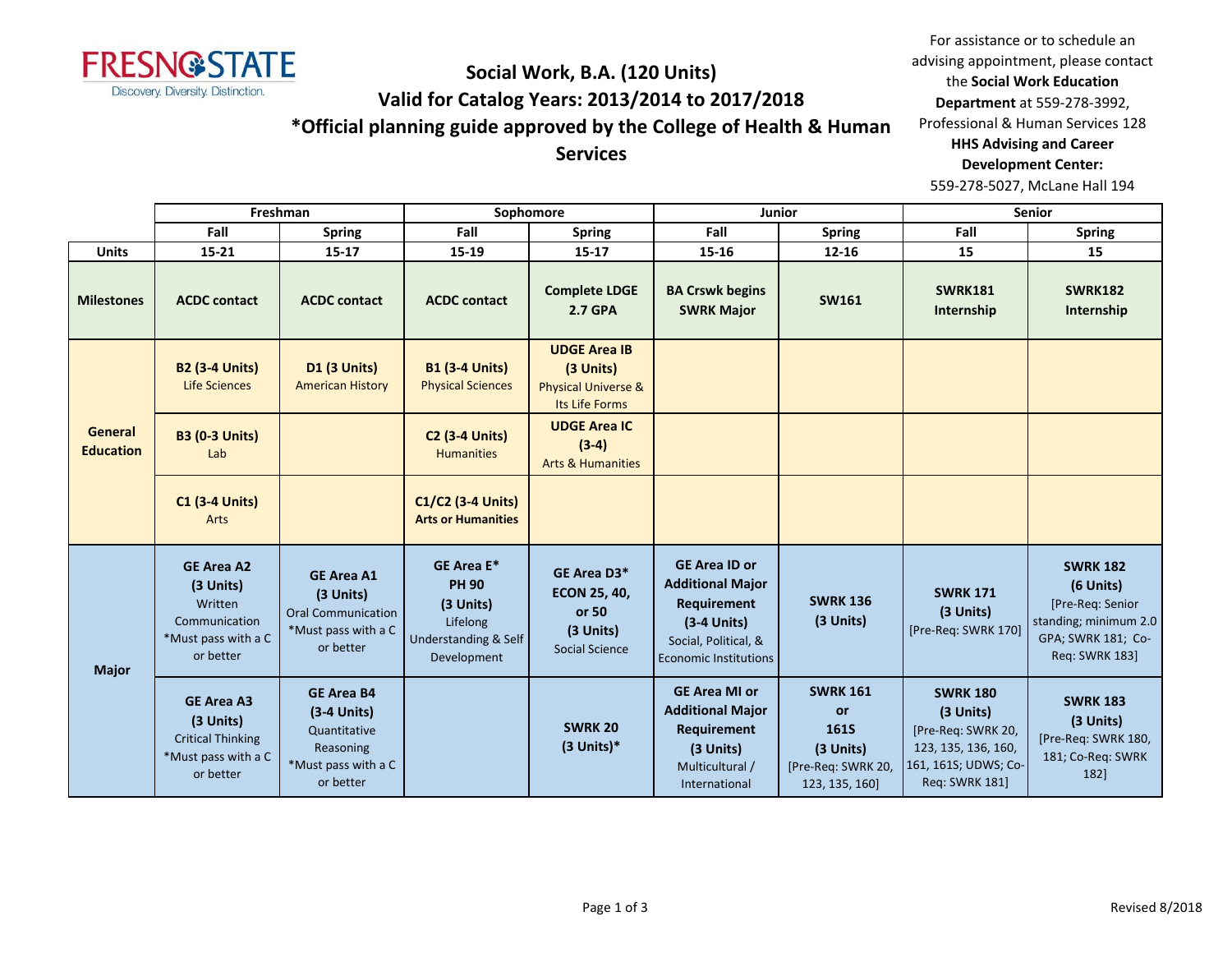FRESNO STATE
Discovery. Diversity. Distinction.

# Social Work, B.A. (120 Units)
## Valid for Catalog Years: 2013/2014 to 2017/2018
## *Official planning guide approved by the College of Health & Human Services

For assistance or to schedule an advising appointment, please contact the **Social Work Education Department** at 559-278-3992, Professional & Human Services 128
**HHS Advising and Career Development Center:**
559-278-5027, McLane Hall 194

| | Freshman | | Sophomore | | Junior | | Senior | |
|---|---|---|---|---|---|---|---|---|
| | **Fall** | **Spring** | **Fall** | **Spring** | **Fall** | **Spring** | **Fall** | **Spring** |
| **Units** | **15-21** | **15-17** | **15-19** | **15-17** | **15-16** | **12-16** | **15** | **15** |
| **Milestones** | **ACDC contact** | **ACDC contact** | **ACDC contact** | **Complete LDGE 2.7 GPA** | **BA Crswk begins SWRK Major** | **SW161** | **SWRK181 Internship** | **SWRK182 Internship** |
| **General Education** | **B2 (3-4 Units)** Life Sciences | **D1 (3 Units)** American History | **B1 (3-4 Units)** Physical Sciences | **UDGE Area IB (3 Units)** Physical Universe & Its Life Forms | | | | |
| | **B3 (0-3 Units)** Lab | | **C2 (3-4 Units)** Humanities | **UDGE Area IC (3-4)** Arts & Humanities | | | | |
| | **C1 (3-4 Units)** Arts | | **C1/C2 (3-4 Units) Arts or Humanities** | | | | | |
| **Major** | **GE Area A2 (3 Units)** Written Communication *Must pass with a C or better | **GE Area A1 (3 Units)** Oral Communication *Must pass with a C or better | **GE Area E* PH 90 (3 Units)** Lifelong Understanding & Self Development | **GE Area D3* ECON 25, 40, or 50 (3 Units)** Social Science | **GE Area ID or Additional Major Requirement (3-4 Units)** Social, Political, & Economic Institutions | **SWRK 136 (3 Units)** | **SWRK 171 (3 Units)** [Pre-Req: SWRK 170] | **SWRK 182 (6 Units)** [Pre-Req: Senior standing; minimum 2.0 GPA; SWRK 181; Co-Req: SWRK 183] |
| | **GE Area A3 (3 Units)** Critical Thinking *Must pass with a C or better | **GE Area B4 (3-4 Units)** Quantitative Reasoning *Must pass with a C or better | | **SWRK 20 (3 Units)*** | **GE Area MI or Additional Major Requirement (3 Units)** Multicultural / International | **SWRK 161 or 161S (3 Units)** [Pre-Req: SWRK 20, 123, 135, 160] | **SWRK 180 (3 Units)** [Pre-Req: SWRK 20, 123, 135, 136, 160, 161, 161S; UDWS; Co-Req: SWRK 181] | **SWRK 183 (3 Units)** [Pre-Req: SWRK 180, 181; Co-Req: SWRK 182] |

Revised 8/2018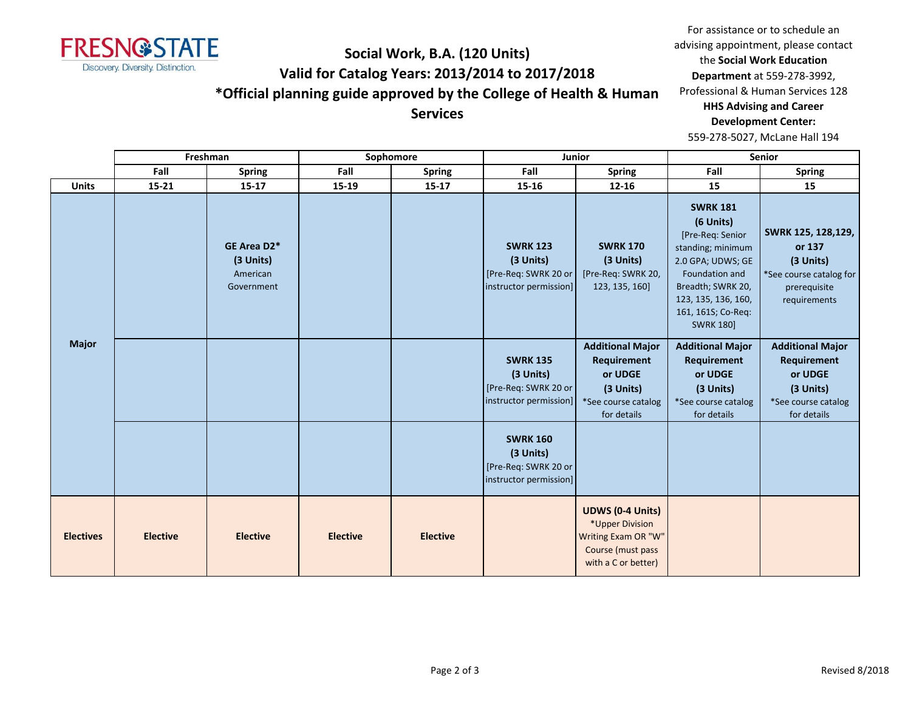FRESNO STATE
Discovery. Diversity. Distinction.

# Social Work, B.A. (120 Units)
## Valid for Catalog Years: 2013/2014 to 2017/2018
## *Official planning guide approved by the College of Health & Human Services

For assistance or to schedule an advising appointment, please contact the **Social Work Education Department** at 559-278-3992, Professional & Human Services 128
**HHS Advising and Career Development Center:**
559-278-5027, McLane Hall 194

| | Freshman | | Sophomore | | Junior | | Senior | |
|---|---|---|---|---|---|---|---|---|
| | Fall | Spring | Fall | Spring | Fall | Spring | Fall | Spring |
| **Units** | 15-21 | 15-17 | 15-19 | 15-17 | 15-16 | 12-16 | 15 | 15 |
| **Major** | | **GE Area D2*** **(3 Units)** American Government | | | **SWRK 123** **(3 Units)** [Pre-Req: SWRK 20 or instructor permission] | **SWRK 170** **(3 Units)** [Pre-Req: SWRK 20, 123, 135, 160] | **SWRK 181** **(6 Units)** [Pre-Req: Senior standing; minimum 2.0 GPA; UDWS; GE Foundation and Breadth; SWRK 20, 123, 135, 136, 160, 161, 161S; Co-Req: SWRK 180] | **SWRK 125, 128,129, or 137** **(3 Units)** *See course catalog for prerequisite requirements |
| | | | | | **SWRK 135** **(3 Units)** [Pre-Req: SWRK 20 or instructor permission] | **Additional Major Requirement or UDGE** **(3 Units)** *See course catalog for details | **Additional Major Requirement or UDGE** **(3 Units)** *See course catalog for details | **Additional Major Requirement or UDGE** **(3 Units)** *See course catalog for details |
| | | | | | **SWRK 160** **(3 Units)** [Pre-Req: SWRK 20 or instructor permission] | | | |
| **Electives** | **Elective** | **Elective** | **Elective** | **Elective** | | **UDWS (0-4 Units)** *Upper Division Writing Exam OR "W" Course (must pass with a C or better) | | |

Revised 8/2018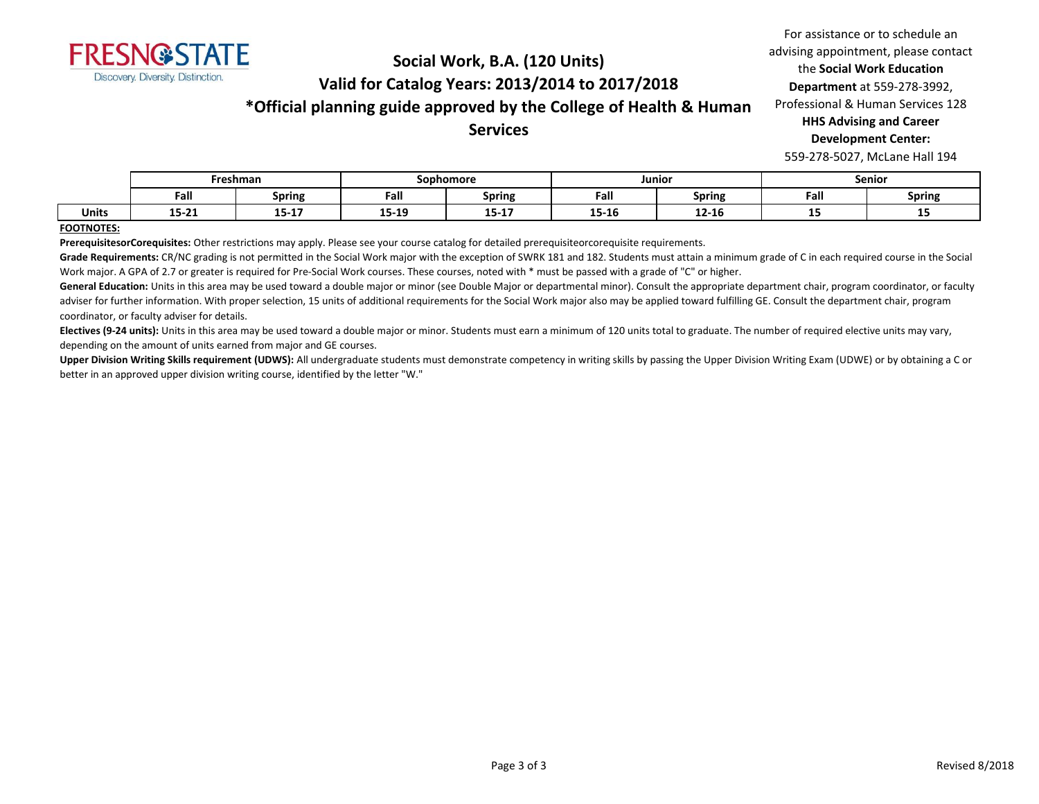# Social Work, B.A. (120 Units)

## Valid for Catalog Years: 2013/2014 to 2017/2018

## *Official planning guide approved by the College of Health & Human Services

For assistance or to schedule an advising appointment, please contact the **Social Work Education Department** at 559-278-3992, Professional & Human Services 128

**HHS Advising and Career Development Center:** 559-278-5027, McLane Hall 194

| | Freshman | | Sophomore | | Junior | | Senior | |
|---|---|---|---|---|---|---|---|---|
| | Fall | Spring | Fall | Spring | Fall | Spring | Fall | Spring |
| **Units** | 15-21 | 15-17 | 15-19 | 15-17 | 15-16 | 12-16 | 15 | 15 |

**FOOTNOTES:**

**PrerequisitesorCorequisites:** Other restrictions may apply. Please see your course catalog for detailed prerequisiteorcorequisite requirements.

**Grade Requirements:** CR/NC grading is not permitted in the Social Work major with the exception of SWRK 181 and 182. Students must attain a minimum grade of C in each required course in the Social Work major. A GPA of 2.7 or greater is required for Pre-Social Work courses. These courses, noted with * must be passed with a grade of "C" or higher.

**General Education:** Units in this area may be used toward a double major or minor (see Double Major or departmental minor). Consult the appropriate department chair, program coordinator, or faculty adviser for further information. With proper selection, 15 units of additional requirements for the Social Work major also may be applied toward fulfilling GE. Consult the department chair, program coordinator, or faculty adviser for details.

**Electives (9-24 units):** Units in this area may be used toward a double major or minor. Students must earn a minimum of 120 units total to graduate. The number of required elective units may vary, depending on the amount of units earned from major and GE courses.

**Upper Division Writing Skills requirement (UDWS):** All undergraduate students must demonstrate competency in writing skills by passing the Upper Division Writing Exam (UDWE) or by obtaining a C or better in an approved upper division writing course, identified by the letter "W."

Revised 8/2018